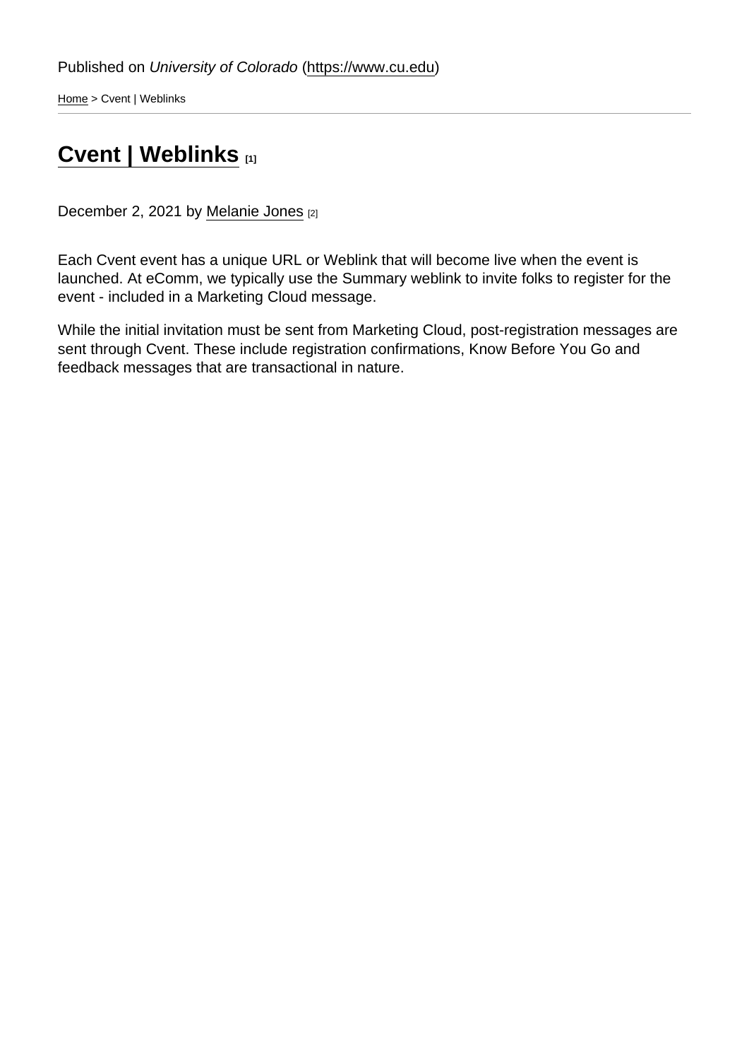Published on *University of Colorado* (https://www.cu.edu)

Home > Cvent | Weblinks

# Cvent | Weblinks [1]

December 2, 2021 by Melanie Jones [2]

Each Cvent event has a unique URL or Weblink that will become live when the event is launched. At eComm, we typically use the Summary weblink to invite folks to register for the event - included in a Marketing Cloud message.

While the initial invitation must be sent from Marketing Cloud, post-registration messages are sent through Cvent. These include registration confirmations, Know Before You Go and feedback messages that are transactional in nature.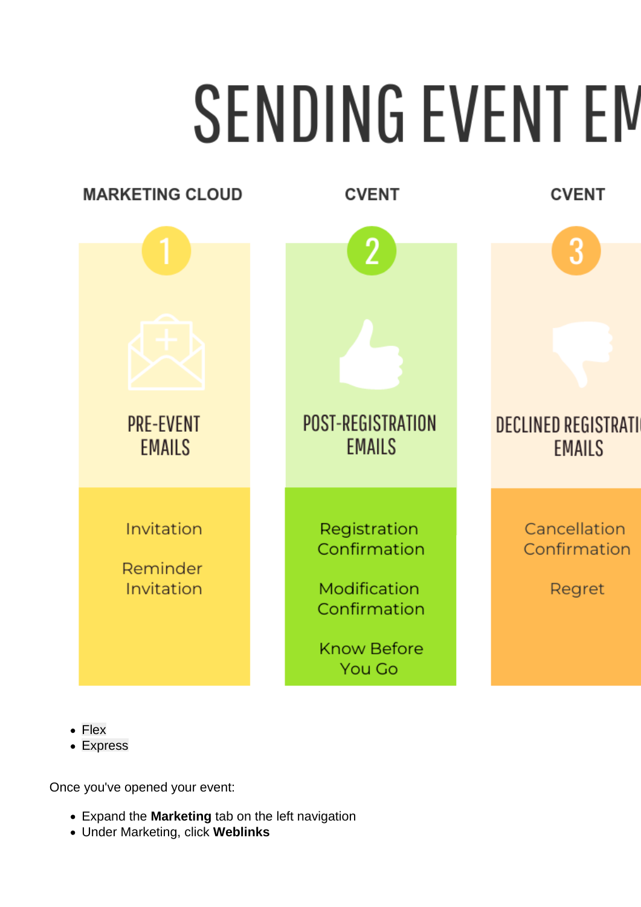# SENDING EVENT EM

| MARKETING CLOUD | CVENT | CVENT |
| --- | --- | --- |
| 1 | 2 | 3 |
| PRE-EVENT EMAILS | POST-REGISTRATION EMAILS | DECLINED REGISTRATI EMAILS |
| Invitation<br><br>Reminder Invitation | Registration Confirmation<br><br>Modification Confirmation<br><br>Know Before You Go | Cancellation Confirmation<br><br>Regret |

- Flex
- Express

Once you've opened your event:

- Expand the **Marketing** tab on the left navigation
- Under Marketing, click **Weblinks**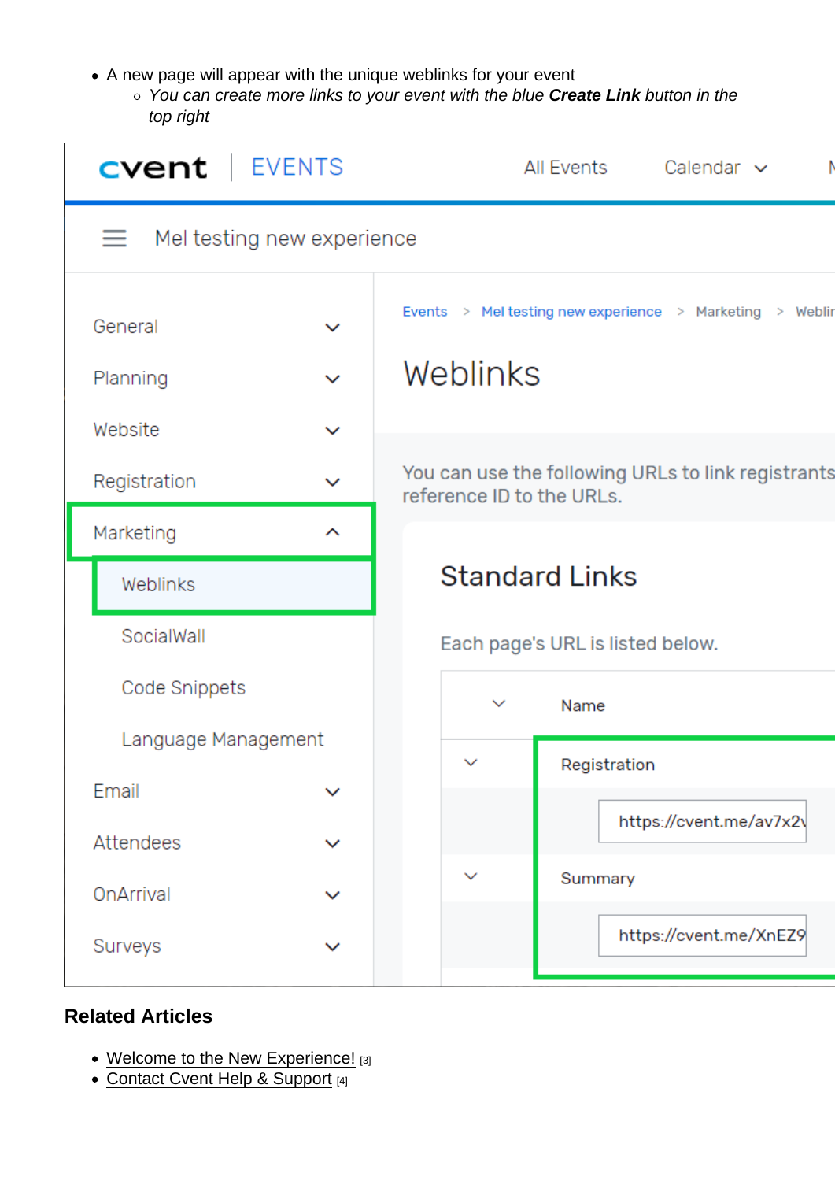- A new page will appear with the unique weblinks for your event
  - *You can create more links to your event with the blue **Create Link** button in the top right*

## Related Articles

- Welcome to the New Experience! [3]
- Contact Cvent Help & Support [4]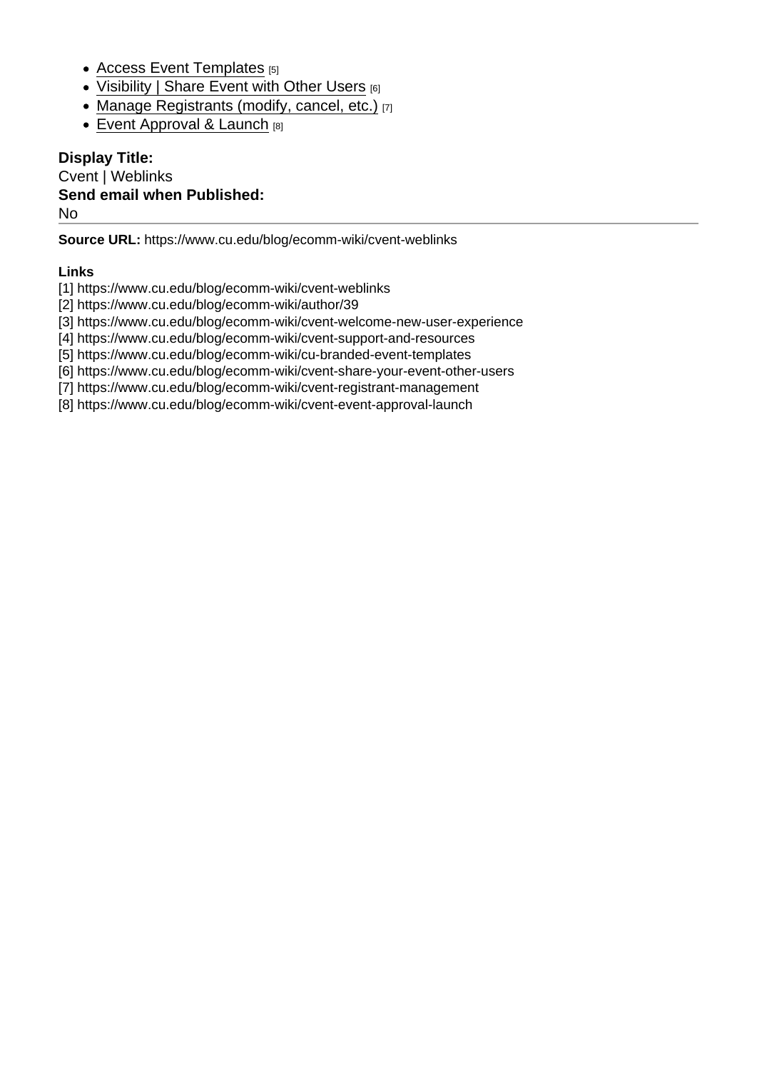- Access Event Templates [5]
- Visibility | Share Event with Other Users [6]
- Manage Registrants (modify, cancel, etc.) [7]
- Event Approval & Launch [8]

**Display Title:**
Cvent | Weblinks
**Send email when Published:**
No

---

**Source URL:** https://www.cu.edu/blog/ecomm-wiki/cvent-weblinks

**Links**
[1] https://www.cu.edu/blog/ecomm-wiki/cvent-weblinks
[2] https://www.cu.edu/blog/ecomm-wiki/author/39
[3] https://www.cu.edu/blog/ecomm-wiki/cvent-welcome-new-user-experience
[4] https://www.cu.edu/blog/ecomm-wiki/cvent-support-and-resources
[5] https://www.cu.edu/blog/ecomm-wiki/cu-branded-event-templates
[6] https://www.cu.edu/blog/ecomm-wiki/cvent-share-your-event-other-users
[7] https://www.cu.edu/blog/ecomm-wiki/cvent-registrant-management
[8] https://www.cu.edu/blog/ecomm-wiki/cvent-event-approval-launch